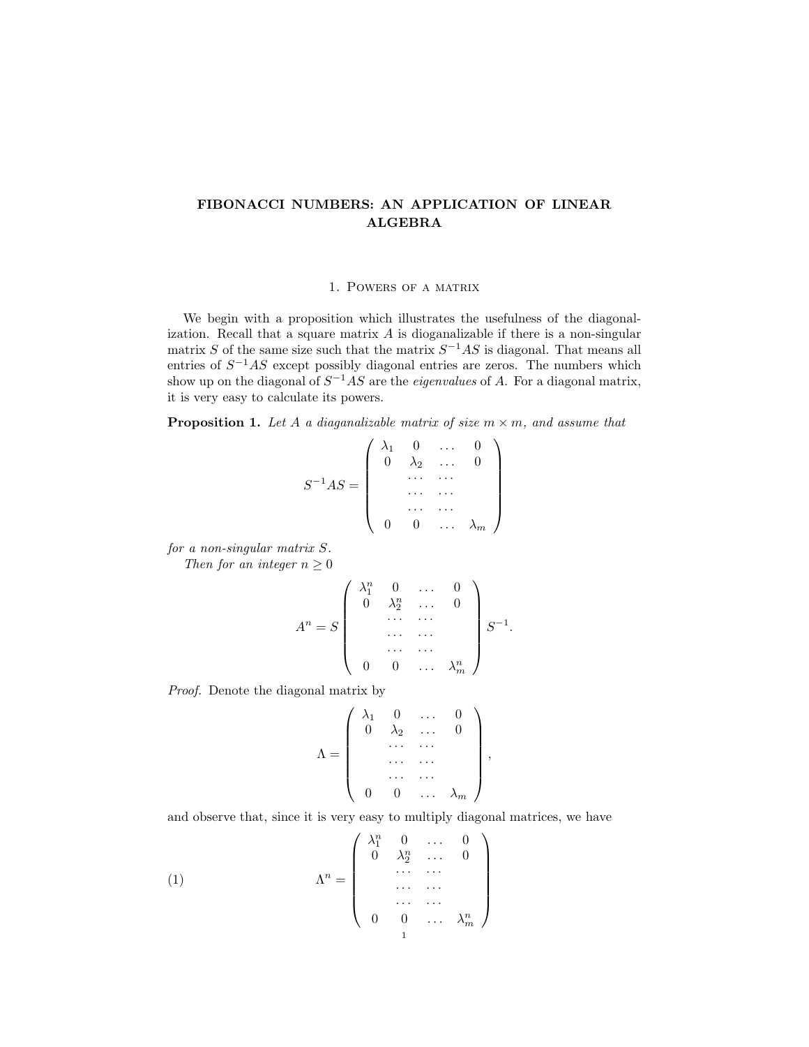# FIBONACCI NUMBERS: AN APPLICATION OF LINEAR ALGEBRA

## 1. Powers of a matrix

We begin with a proposition which illustrates the usefulness of the diagonalization. Recall that a square matrix $A$ is dioganalizable if there is a non-singular matrix $S$ of the same size such that the matrix $S^{-1}AS$ is diagonal. That means all entries of $S^{-1}AS$ except possibly diagonal entries are zeros. The numbers which show up on the diagonal of $S^{-1}AS$ are the *eigenvalues* of $A$. For a diagonal matrix, it is very easy to calculate its powers.

**Proposition 1.** *Let $A$ a diaganalizable matrix of size $m \times m$, and assume that*

$$S^{-1}AS = \begin{pmatrix} \lambda_1 & 0 & \dots & 0 \\ 0 & \lambda_2 & \dots & 0 \\ & \dots & \dots & \\ & \dots & \dots & \\ & \dots & \dots & \\ 0 & 0 & \dots & \lambda_m \end{pmatrix}$$

*for a non-singular matrix $S$.*

*Then for an integer $n \geq 0$*

$$A^n = S \begin{pmatrix} \lambda_1^n & 0 & \dots & 0 \\ 0 & \lambda_2^n & \dots & 0 \\ & \dots & \dots & \\ & \dots & \dots & \\ & \dots & \dots & \\ 0 & 0 & \dots & \lambda_m^n \end{pmatrix} S^{-1}.$$

*Proof.* Denote the diagonal matrix by

$$\Lambda = \begin{pmatrix} \lambda_1 & 0 & \dots & 0 \\ 0 & \lambda_2 & \dots & 0 \\ & \dots & \dots & \\ & \dots & \dots & \\ & \dots & \dots & \\ 0 & 0 & \dots & \lambda_m \end{pmatrix},$$

and observe that, since it is very easy to multiply diagonal matrices, we have

$$\Lambda^n = \begin{pmatrix} \lambda_1^n & 0 & \dots & 0 \\ 0 & \lambda_2^n & \dots & 0 \\ & \dots & \dots & \\ & \dots & \dots & \\ & \dots & \dots & \\ 0 & 0 & \dots & \lambda_m^n \end{pmatrix} \tag{1}$$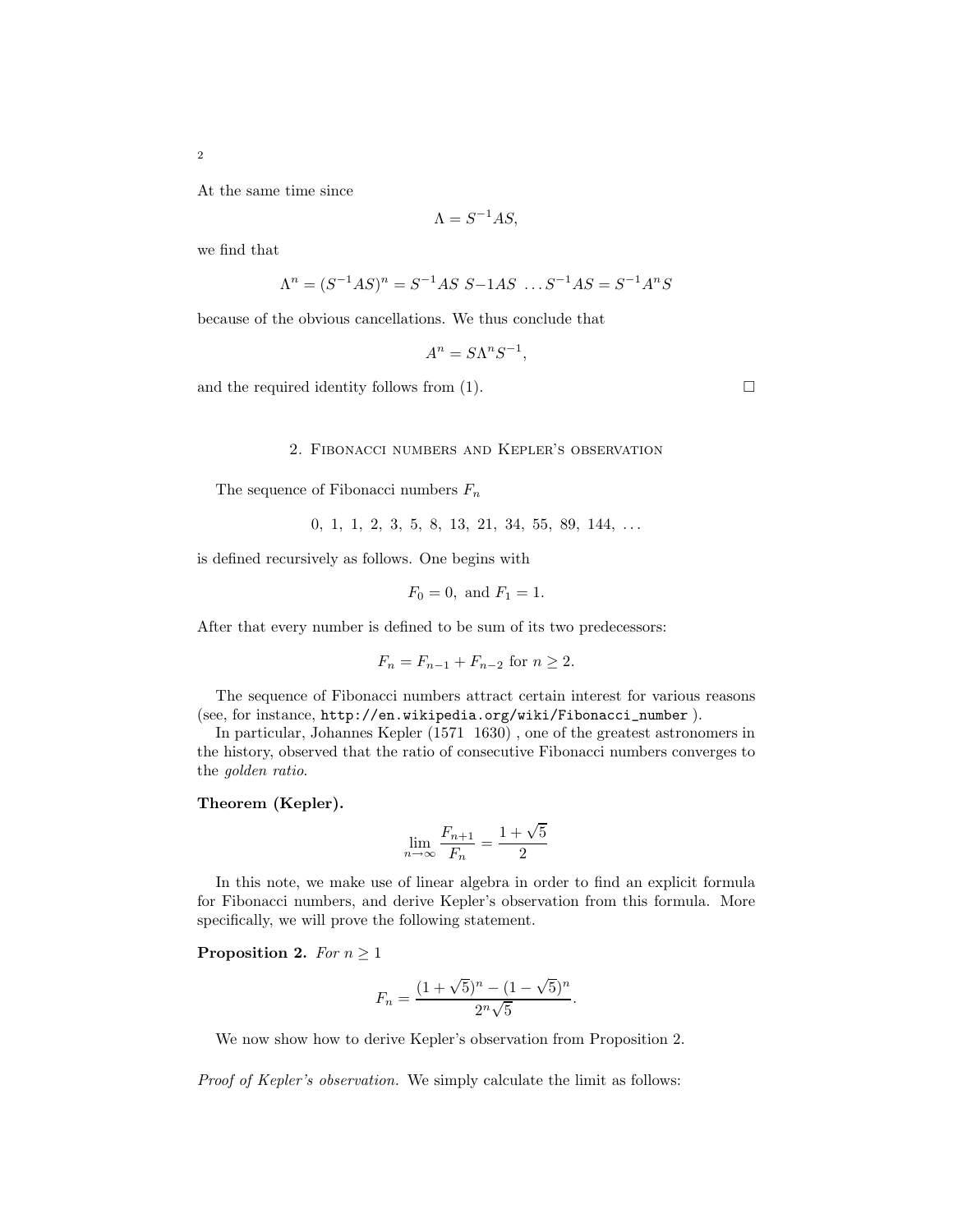At the same time since

$$\Lambda = S^{-1}AS,$$

we find that

$$\Lambda^n = (S^{-1}AS)^n = S^{-1}AS\ S{-}1AS\ \ldots S^{-1}AS = S^{-1}A^nS$$

because of the obvious cancellations. We thus conclude that

$$A^n = S\Lambda^n S^{-1},$$

and the required identity follows from (1). □

## 2. Fibonacci numbers and Kepler's observation

The sequence of Fibonacci numbers $F_n$

$$0,\ 1,\ 1,\ 2,\ 3,\ 5,\ 8,\ 13,\ 21,\ 34,\ 55,\ 89,\ 144,\ \ldots$$

is defined recursively as follows. One begins with

$$F_0 = 0, \text{ and } F_1 = 1.$$

After that every number is defined to be sum of its two predecessors:

$$F_n = F_{n-1} + F_{n-2} \text{ for } n \geq 2.$$

The sequence of Fibonacci numbers attract certain interest for various reasons (see, for instance, `http://en.wikipedia.org/wiki/Fibonacci_number` ).

In particular, Johannes Kepler (1571 1630) , one of the greatest astronomers in the history, observed that the ratio of consecutive Fibonacci numbers converges to the *golden ratio*.

**Theorem (Kepler).**

$$\lim_{n\to\infty} \frac{F_{n+1}}{F_n} = \frac{1+\sqrt{5}}{2}$$

In this note, we make use of linear algebra in order to find an explicit formula for Fibonacci numbers, and derive Kepler's observation from this formula. More specifically, we will prove the following statement.

**Proposition 2.** *For* $n \geq 1$

$$F_n = \frac{(1+\sqrt{5})^n - (1-\sqrt{5})^n}{2^n\sqrt{5}}.$$

We now show how to derive Kepler's observation from Proposition 2.

*Proof of Kepler's observation.* We simply calculate the limit as follows: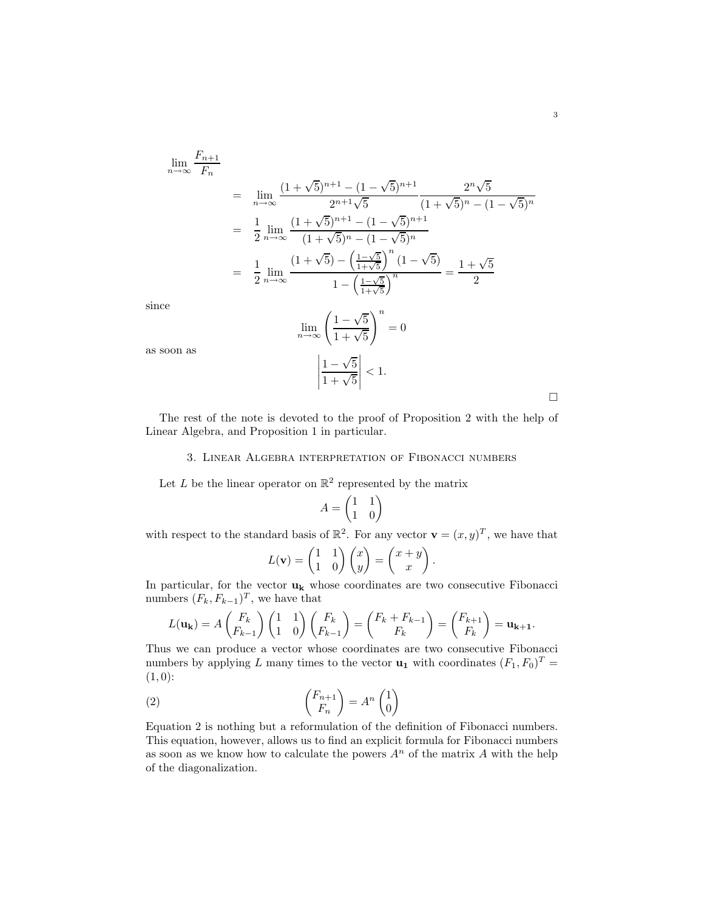$$
\begin{aligned}
\lim_{n\to\infty} \frac{F_{n+1}}{F_n} & \\
&= \lim_{n\to\infty} \frac{(1+\sqrt{5})^{n+1} - (1-\sqrt{5})^{n+1}}{2^{n+1}\sqrt{5}} \frac{2^n\sqrt{5}}{(1+\sqrt{5})^n - (1-\sqrt{5})^n} \\
&= \frac{1}{2} \lim_{n\to\infty} \frac{(1+\sqrt{5})^{n+1} - (1-\sqrt{5})^{n+1}}{(1+\sqrt{5})^n - (1-\sqrt{5})^n} \\
&= \frac{1}{2} \lim_{n\to\infty} \frac{(1+\sqrt{5}) - \left(\frac{1-\sqrt{5}}{1+\sqrt{5}}\right)^n (1-\sqrt{5})}{1 - \left(\frac{1-\sqrt{5}}{1+\sqrt{5}}\right)^n} = \frac{1+\sqrt{5}}{2}
\end{aligned}
$$

since

$$
\lim_{n\to\infty} \left(\frac{1-\sqrt{5}}{1+\sqrt{5}}\right)^n = 0
$$

as soon as

$$
\left|\frac{1-\sqrt{5}}{1+\sqrt{5}}\right| < 1.
$$

□

The rest of the note is devoted to the proof of Proposition 2 with the help of Linear Algebra, and Proposition 1 in particular.

## 3. Linear Algebra interpretation of Fibonacci numbers

Let $L$ be the linear operator on $\mathbb{R}^2$ represented by the matrix

$$
A = \begin{pmatrix} 1 & 1 \\ 1 & 0 \end{pmatrix}
$$

with respect to the standard basis of $\mathbb{R}^2$. For any vector $\mathbf{v} = (x, y)^T$, we have that

$$
L(\mathbf{v}) = \begin{pmatrix} 1 & 1 \\ 1 & 0 \end{pmatrix} \begin{pmatrix} x \\ y \end{pmatrix} = \begin{pmatrix} x+y \\ x \end{pmatrix}.
$$

In particular, for the vector $\mathbf{u_k}$ whose coordinates are two consecutive Fibonacci numbers $(F_k, F_{k-1})^T$, we have that

$$
L(\mathbf{u_k}) = A \begin{pmatrix} F_k \\ F_{k-1} \end{pmatrix} \begin{pmatrix} 1 & 1 \\ 1 & 0 \end{pmatrix} \begin{pmatrix} F_k \\ F_{k-1} \end{pmatrix} = \begin{pmatrix} F_k + F_{k-1} \\ F_k \end{pmatrix} = \begin{pmatrix} F_{k+1} \\ F_k \end{pmatrix} = \mathbf{u_{k+1}}.
$$

Thus we can produce a vector whose coordinates are two consecutive Fibonacci numbers by applying $L$ many times to the vector $\mathbf{u_1}$ with coordinates $(F_1, F_0)^T = (1, 0)$:

$$
\begin{pmatrix} F_{n+1} \\ F_n \end{pmatrix} = A^n \begin{pmatrix} 1 \\ 0 \end{pmatrix} \tag{2}
$$

Equation 2 is nothing but a reformulation of the definition of Fibonacci numbers. This equation, however, allows us to find an explicit formula for Fibonacci numbers as soon as we know how to calculate the powers $A^n$ of the matrix $A$ with the help of the diagonalization.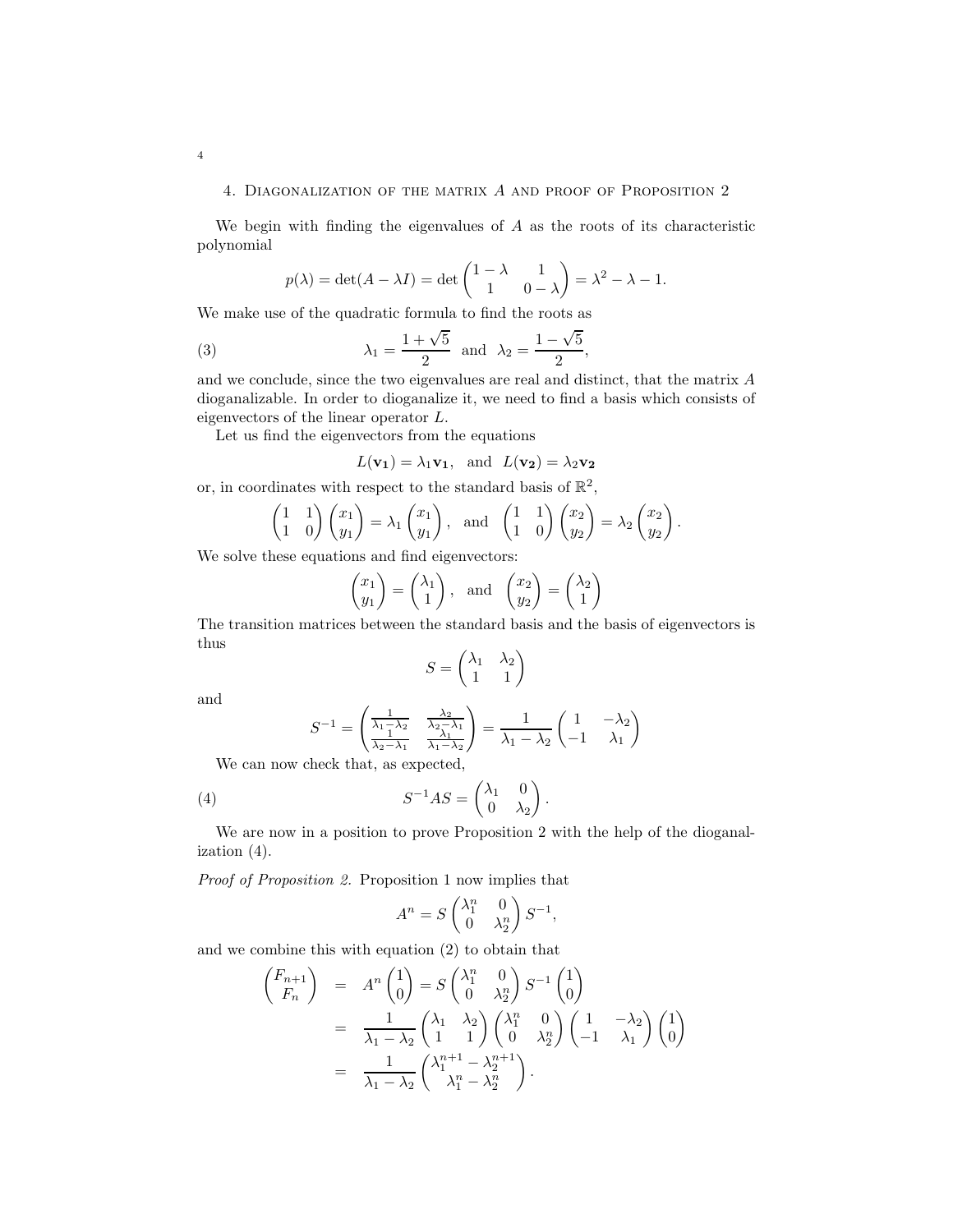## 4. Diagonalization of the matrix $A$ and proof of Proposition 2

We begin with finding the eigenvalues of $A$ as the roots of its characteristic polynomial

$$p(\lambda) = \det(A - \lambda I) = \det \begin{pmatrix} 1-\lambda & 1 \\ 1 & 0-\lambda \end{pmatrix} = \lambda^2 - \lambda - 1.$$

We make use of the quadratic formula to find the roots as

$$\lambda_1 = \frac{1+\sqrt{5}}{2} \quad \text{and} \quad \lambda_2 = \frac{1-\sqrt{5}}{2}, \tag{3}$$

and we conclude, since the two eigenvalues are real and distinct, that the matrix $A$ dioganalizable. In order to dioganalize it, we need to find a basis which consists of eigenvectors of the linear operator $L$.

Let us find the eigenvectors from the equations

$$L(\mathbf{v_1}) = \lambda_1 \mathbf{v_1}, \quad \text{and} \quad L(\mathbf{v_2}) = \lambda_2 \mathbf{v_2}$$

or, in coordinates with respect to the standard basis of $\mathbb{R}^2$,

$$\begin{pmatrix} 1 & 1 \\ 1 & 0 \end{pmatrix} \begin{pmatrix} x_1 \\ y_1 \end{pmatrix} = \lambda_1 \begin{pmatrix} x_1 \\ y_1 \end{pmatrix}, \quad \text{and} \quad \begin{pmatrix} 1 & 1 \\ 1 & 0 \end{pmatrix} \begin{pmatrix} x_2 \\ y_2 \end{pmatrix} = \lambda_2 \begin{pmatrix} x_2 \\ y_2 \end{pmatrix}.$$

We solve these equations and find eigenvectors:

$$\begin{pmatrix} x_1 \\ y_1 \end{pmatrix} = \begin{pmatrix} \lambda_1 \\ 1 \end{pmatrix}, \quad \text{and} \quad \begin{pmatrix} x_2 \\ y_2 \end{pmatrix} = \begin{pmatrix} \lambda_2 \\ 1 \end{pmatrix}$$

The transition matrices between the standard basis and the basis of eigenvectors is thus

$$S = \begin{pmatrix} \lambda_1 & \lambda_2 \\ 1 & 1 \end{pmatrix}$$

and

$$S^{-1} = \begin{pmatrix} \frac{1}{\lambda_1 - \lambda_2} & \frac{\lambda_2}{\lambda_2 - \lambda_1} \\ \frac{1}{\lambda_2 - \lambda_1} & \frac{\lambda_1}{\lambda_1 - \lambda_2} \end{pmatrix} = \frac{1}{\lambda_1 - \lambda_2} \begin{pmatrix} 1 & -\lambda_2 \\ -1 & \lambda_1 \end{pmatrix}$$

We can now check that, as expected,

$$S^{-1} A S = \begin{pmatrix} \lambda_1 & 0 \\ 0 & \lambda_2 \end{pmatrix}. \tag{4}$$

We are now in a position to prove Proposition 2 with the help of the dioganalization (4).

*Proof of Proposition 2.* Proposition 1 now implies that

$$A^n = S \begin{pmatrix} \lambda_1^n & 0 \\ 0 & \lambda_2^n \end{pmatrix} S^{-1},$$

and we combine this with equation (2) to obtain that

$$\begin{aligned}
\begin{pmatrix} F_{n+1} \\ F_n \end{pmatrix} &= A^n \begin{pmatrix} 1 \\ 0 \end{pmatrix} = S \begin{pmatrix} \lambda_1^n & 0 \\ 0 & \lambda_2^n \end{pmatrix} S^{-1} \begin{pmatrix} 1 \\ 0 \end{pmatrix} \\
&= \frac{1}{\lambda_1 - \lambda_2} \begin{pmatrix} \lambda_1 & \lambda_2 \\ 1 & 1 \end{pmatrix} \begin{pmatrix} \lambda_1^n & 0 \\ 0 & \lambda_2^n \end{pmatrix} \begin{pmatrix} 1 & -\lambda_2 \\ -1 & \lambda_1 \end{pmatrix} \begin{pmatrix} 1 \\ 0 \end{pmatrix} \\
&= \frac{1}{\lambda_1 - \lambda_2} \begin{pmatrix} \lambda_1^{n+1} - \lambda_2^{n+1} \\ \lambda_1^n - \lambda_2^n \end{pmatrix}.
\end{aligned}$$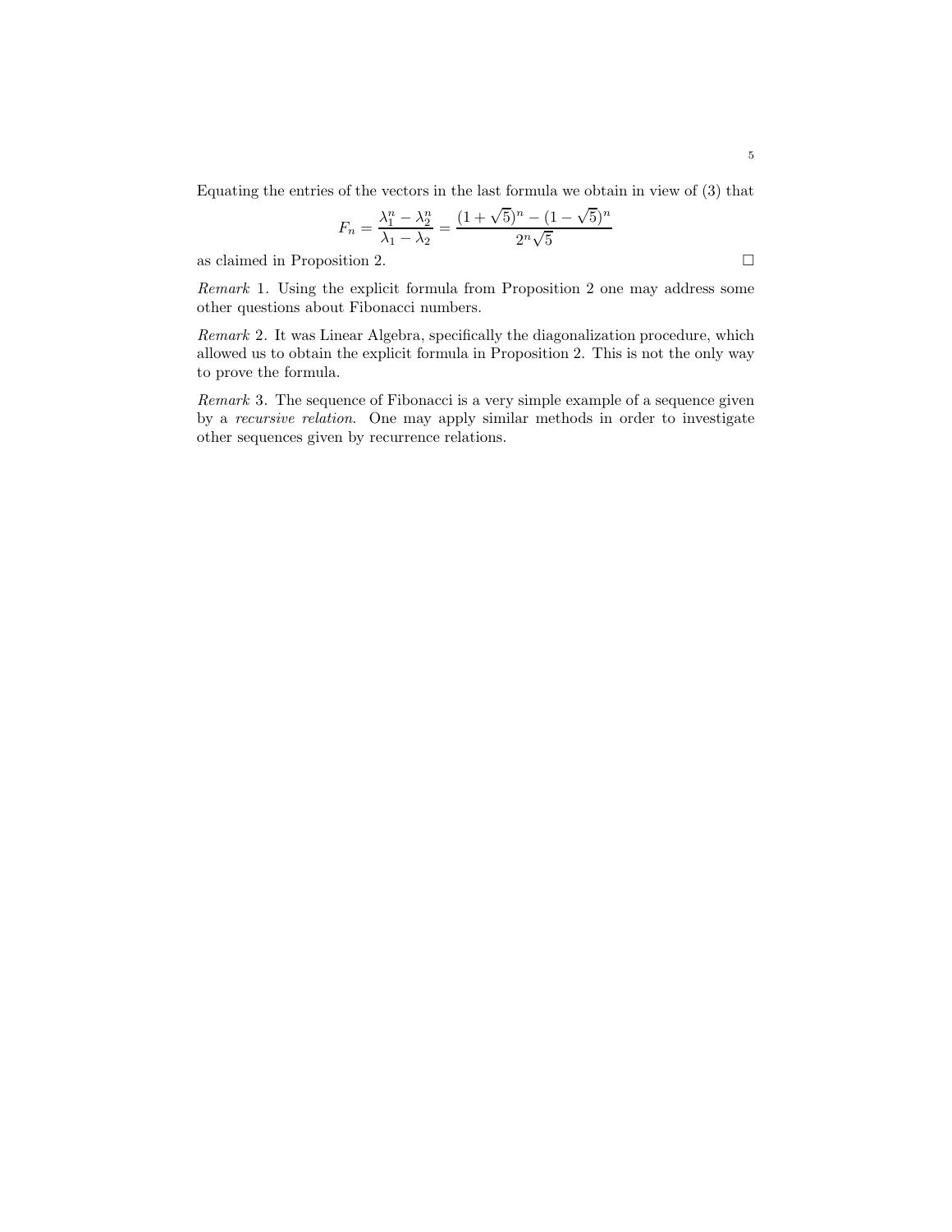Equating the entries of the vectors in the last formula we obtain in view of (3) that

$$F_n = \frac{\lambda_1^n - \lambda_2^n}{\lambda_1 - \lambda_2} = \frac{(1+\sqrt{5})^n - (1-\sqrt{5})^n}{2^n\sqrt{5}}$$

as claimed in Proposition 2. □

*Remark* 1. Using the explicit formula from Proposition 2 one may address some other questions about Fibonacci numbers.

*Remark* 2. It was Linear Algebra, specifically the diagonalization procedure, which allowed us to obtain the explicit formula in Proposition 2. This is not the only way to prove the formula.

*Remark* 3. The sequence of Fibonacci is a very simple example of a sequence given by a *recursive relation*. One may apply similar methods in order to investigate other sequences given by recurrence relations.